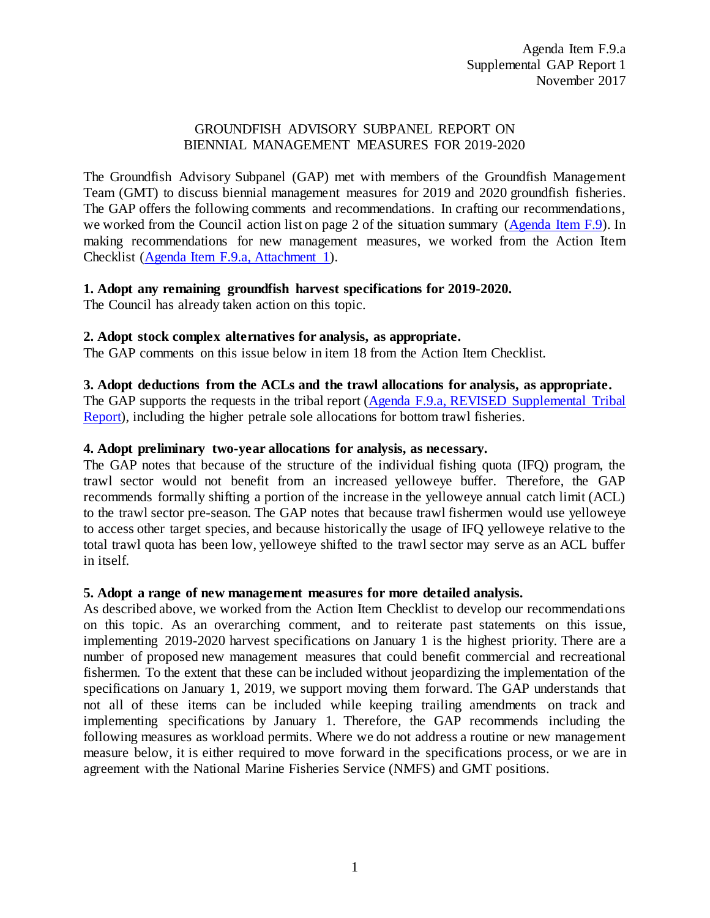Agenda Item F.9.a
Supplemental GAP Report 1
November 2017

# GROUNDFISH ADVISORY SUBPANEL REPORT ON BIENNIAL MANAGEMENT MEASURES FOR 2019-2020

The Groundfish Advisory Subpanel (GAP) met with members of the Groundfish Management Team (GMT) to discuss biennial management measures for 2019 and 2020 groundfish fisheries. The GAP offers the following comments and recommendations. In crafting our recommendations, we worked from the Council action list on page 2 of the situation summary (Agenda Item F.9). In making recommendations for new management measures, we worked from the Action Item Checklist (Agenda Item F.9.a, Attachment 1).

**1. Adopt any remaining groundfish harvest specifications for 2019-2020.**
The Council has already taken action on this topic.

**2. Adopt stock complex alternatives for analysis, as appropriate.**
The GAP comments on this issue below in item 18 from the Action Item Checklist.

**3. Adopt deductions from the ACLs and the trawl allocations for analysis, as appropriate.**
The GAP supports the requests in the tribal report (Agenda F.9.a, REVISED Supplemental Tribal Report), including the higher petrale sole allocations for bottom trawl fisheries.

**4. Adopt preliminary two-year allocations for analysis, as necessary.**
The GAP notes that because of the structure of the individual fishing quota (IFQ) program, the trawl sector would not benefit from an increased yelloweye buffer. Therefore, the GAP recommends formally shifting a portion of the increase in the yelloweye annual catch limit (ACL) to the trawl sector pre-season. The GAP notes that because trawl fishermen would use yelloweye to access other target species, and because historically the usage of IFQ yelloweye relative to the total trawl quota has been low, yelloweye shifted to the trawl sector may serve as an ACL buffer in itself.

**5. Adopt a range of new management measures for more detailed analysis.**
As described above, we worked from the Action Item Checklist to develop our recommendations on this topic. As an overarching comment, and to reiterate past statements on this issue, implementing 2019-2020 harvest specifications on January 1 is the highest priority. There are a number of proposed new management measures that could benefit commercial and recreational fishermen. To the extent that these can be included without jeopardizing the implementation of the specifications on January 1, 2019, we support moving them forward. The GAP understands that not all of these items can be included while keeping trailing amendments on track and implementing specifications by January 1. Therefore, the GAP recommends including the following measures as workload permits. Where we do not address a routine or new management measure below, it is either required to move forward in the specifications process, or we are in agreement with the National Marine Fisheries Service (NMFS) and GMT positions.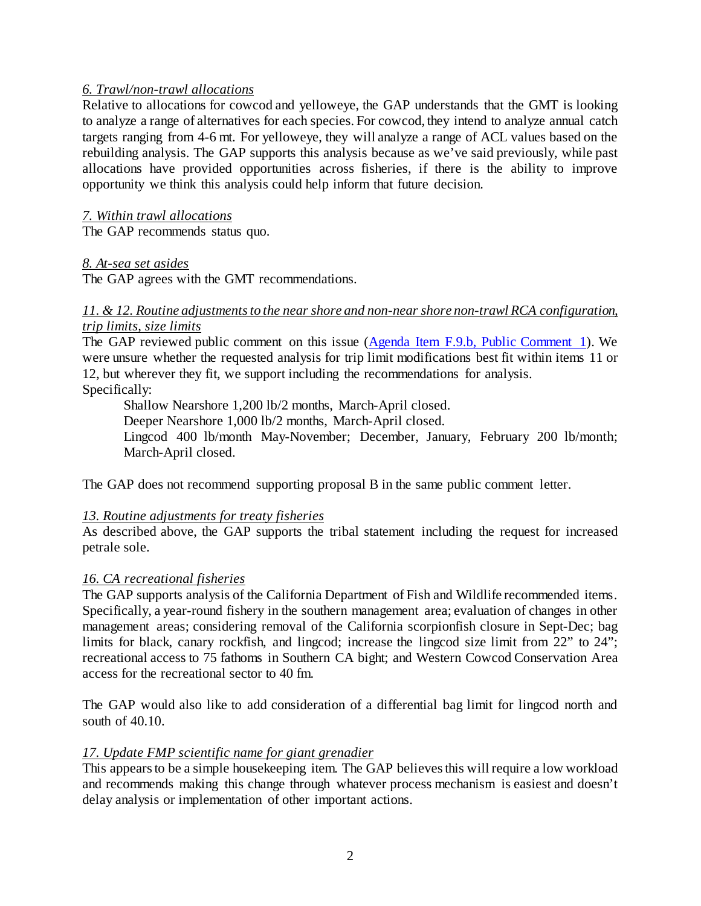*6. Trawl/non-trawl allocations*

Relative to allocations for cowcod and yelloweye, the GAP understands that the GMT is looking to analyze a range of alternatives for each species. For cowcod, they intend to analyze annual catch targets ranging from 4-6 mt. For yelloweye, they will analyze a range of ACL values based on the rebuilding analysis. The GAP supports this analysis because as we've said previously, while past allocations have provided opportunities across fisheries, if there is the ability to improve opportunity we think this analysis could help inform that future decision.

*7. Within trawl allocations*

The GAP recommends status quo.

*8. At-sea set asides*

The GAP agrees with the GMT recommendations.

*11. & 12. Routine adjustments to the near shore and non-near shore non-trawl RCA configuration, trip limits, size limits*

The GAP reviewed public comment on this issue (Agenda Item F.9.b, Public Comment 1). We were unsure whether the requested analysis for trip limit modifications best fit within items 11 or 12, but wherever they fit, we support including the recommendations for analysis. Specifically:

> Shallow Nearshore 1,200 lb/2 months, March-April closed.
> Deeper Nearshore 1,000 lb/2 months, March-April closed.
> Lingcod 400 lb/month May-November; December, January, February 200 lb/month; March-April closed.

The GAP does not recommend supporting proposal B in the same public comment letter.

*13. Routine adjustments for treaty fisheries*

As described above, the GAP supports the tribal statement including the request for increased petrale sole.

*16. CA recreational fisheries*

The GAP supports analysis of the California Department of Fish and Wildlife recommended items. Specifically, a year-round fishery in the southern management area; evaluation of changes in other management areas; considering removal of the California scorpionfish closure in Sept-Dec; bag limits for black, canary rockfish, and lingcod; increase the lingcod size limit from 22" to 24"; recreational access to 75 fathoms in Southern CA bight; and Western Cowcod Conservation Area access for the recreational sector to 40 fm.

The GAP would also like to add consideration of a differential bag limit for lingcod north and south of 40.10.

*17. Update FMP scientific name for giant grenadier*

This appears to be a simple housekeeping item. The GAP believes this will require a low workload and recommends making this change through whatever process mechanism is easiest and doesn't delay analysis or implementation of other important actions.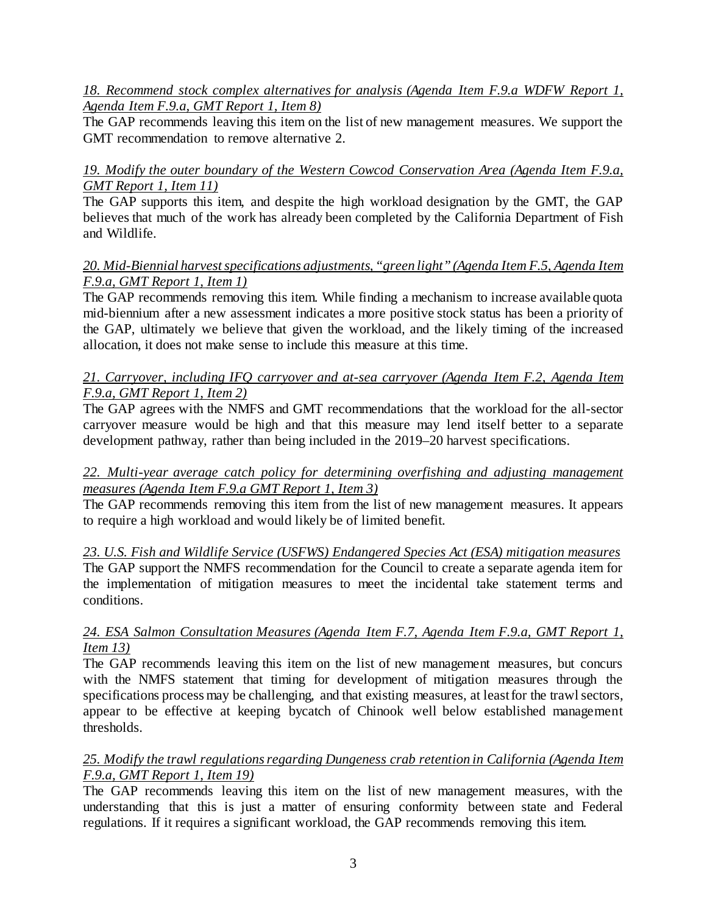*18. Recommend stock complex alternatives for analysis (Agenda Item F.9.a WDFW Report 1, Agenda Item F.9.a, GMT Report 1, Item 8)*

The GAP recommends leaving this item on the list of new management measures. We support the GMT recommendation to remove alternative 2.

*19. Modify the outer boundary of the Western Cowcod Conservation Area (Agenda Item F.9.a, GMT Report 1, Item 11)*

The GAP supports this item, and despite the high workload designation by the GMT, the GAP believes that much of the work has already been completed by the California Department of Fish and Wildlife.

*20. Mid-Biennial harvest specifications adjustments, "green light" (Agenda Item F.5, Agenda Item F.9.a, GMT Report 1, Item 1)*

The GAP recommends removing this item. While finding a mechanism to increase available quota mid-biennium after a new assessment indicates a more positive stock status has been a priority of the GAP, ultimately we believe that given the workload, and the likely timing of the increased allocation, it does not make sense to include this measure at this time.

*21. Carryover, including IFQ carryover and at-sea carryover (Agenda Item F.2, Agenda Item F.9.a, GMT Report 1, Item 2)*

The GAP agrees with the NMFS and GMT recommendations that the workload for the all-sector carryover measure would be high and that this measure may lend itself better to a separate development pathway, rather than being included in the 2019–20 harvest specifications.

*22. Multi-year average catch policy for determining overfishing and adjusting management measures (Agenda Item F.9.a GMT Report 1, Item 3)*

The GAP recommends removing this item from the list of new management measures. It appears to require a high workload and would likely be of limited benefit.

*23. U.S. Fish and Wildlife Service (USFWS) Endangered Species Act (ESA) mitigation measures*

The GAP support the NMFS recommendation for the Council to create a separate agenda item for the implementation of mitigation measures to meet the incidental take statement terms and conditions.

*24. ESA Salmon Consultation Measures (Agenda Item F.7, Agenda Item F.9.a, GMT Report 1, Item 13)*

The GAP recommends leaving this item on the list of new management measures, but concurs with the NMFS statement that timing for development of mitigation measures through the specifications process may be challenging, and that existing measures, at least for the trawl sectors, appear to be effective at keeping bycatch of Chinook well below established management thresholds.

*25. Modify the trawl regulations regarding Dungeness crab retention in California (Agenda Item F.9.a, GMT Report 1, Item 19)*

The GAP recommends leaving this item on the list of new management measures, with the understanding that this is just a matter of ensuring conformity between state and Federal regulations. If it requires a significant workload, the GAP recommends removing this item.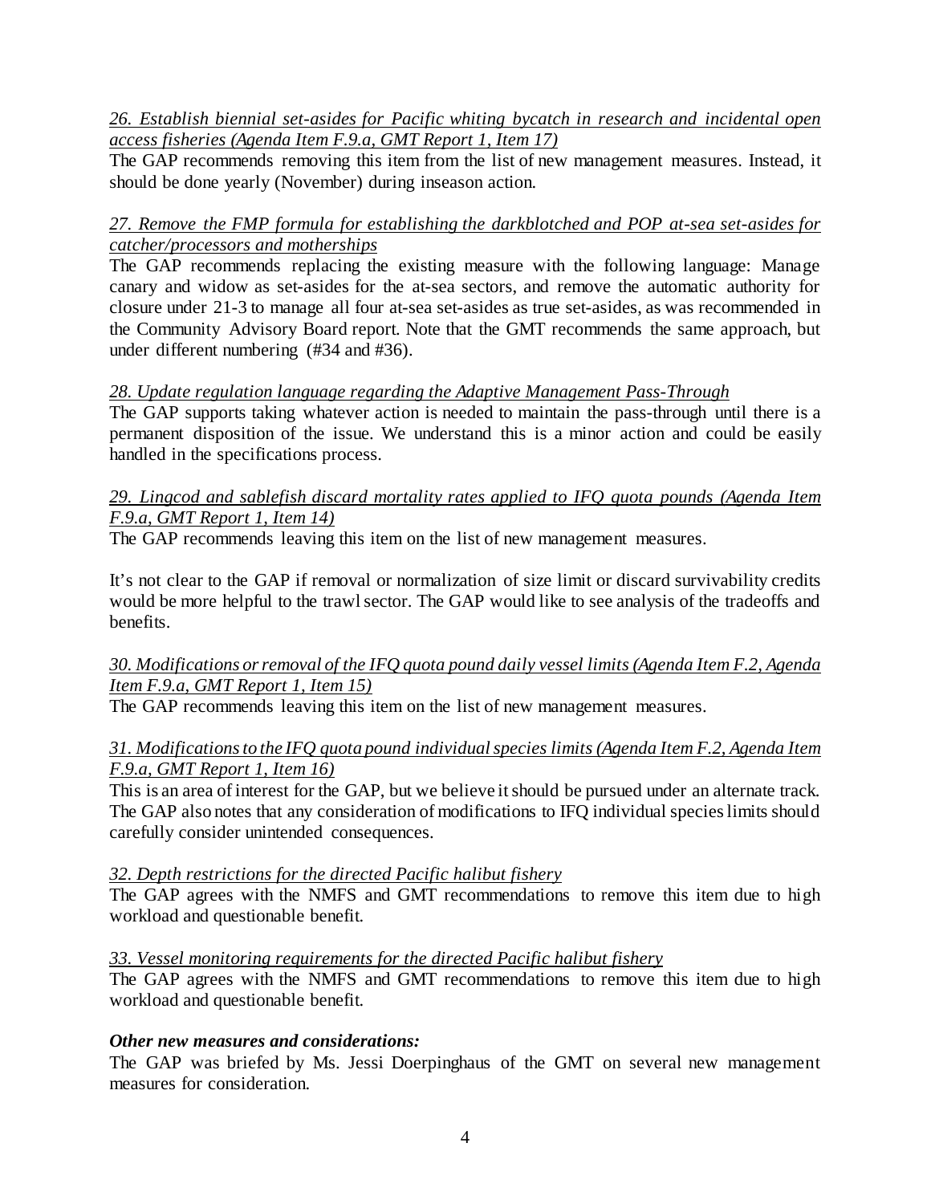*26. Establish biennial set-asides for Pacific whiting bycatch in research and incidental open access fisheries (Agenda Item F.9.a, GMT Report 1, Item 17)*

The GAP recommends removing this item from the list of new management measures. Instead, it should be done yearly (November) during inseason action.

*27. Remove the FMP formula for establishing the darkblotched and POP at-sea set-asides for catcher/processors and motherships*

The GAP recommends replacing the existing measure with the following language: Manage canary and widow as set-asides for the at-sea sectors, and remove the automatic authority for closure under 21-3 to manage all four at-sea set-asides as true set-asides, as was recommended in the Community Advisory Board report. Note that the GMT recommends the same approach, but under different numbering (#34 and #36).

*28. Update regulation language regarding the Adaptive Management Pass-Through*

The GAP supports taking whatever action is needed to maintain the pass-through until there is a permanent disposition of the issue. We understand this is a minor action and could be easily handled in the specifications process.

*29. Lingcod and sablefish discard mortality rates applied to IFQ quota pounds (Agenda Item F.9.a, GMT Report 1, Item 14)*

The GAP recommends leaving this item on the list of new management measures.

It's not clear to the GAP if removal or normalization of size limit or discard survivability credits would be more helpful to the trawl sector. The GAP would like to see analysis of the tradeoffs and benefits.

*30. Modifications or removal of the IFQ quota pound daily vessel limits (Agenda Item F.2, Agenda Item F.9.a, GMT Report 1, Item 15)*

The GAP recommends leaving this item on the list of new management measures.

*31. Modifications to the IFQ quota pound individual species limits (Agenda Item F.2, Agenda Item F.9.a, GMT Report 1, Item 16)*

This is an area of interest for the GAP, but we believe it should be pursued under an alternate track. The GAP also notes that any consideration of modifications to IFQ individual species limits should carefully consider unintended consequences.

*32. Depth restrictions for the directed Pacific halibut fishery*

The GAP agrees with the NMFS and GMT recommendations to remove this item due to high workload and questionable benefit.

*33. Vessel monitoring requirements for the directed Pacific halibut fishery*

The GAP agrees with the NMFS and GMT recommendations to remove this item due to high workload and questionable benefit.

***Other new measures and considerations:***

The GAP was briefed by Ms. Jessi Doerpinghaus of the GMT on several new management measures for consideration.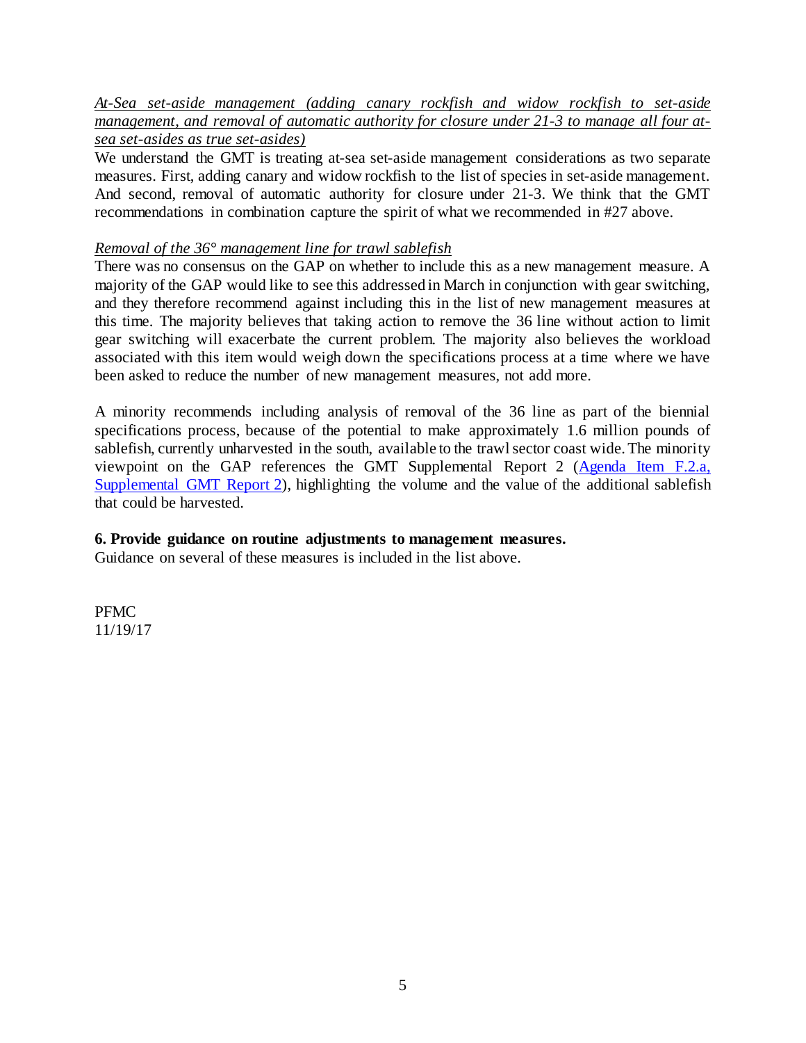*<u>At-Sea set-aside management (adding canary rockfish and widow rockfish to set-aside management, and removal of automatic authority for closure under 21-3 to manage all four at-sea set-asides as true set-asides)</u>*

We understand the GMT is treating at-sea set-aside management considerations as two separate measures. First, adding canary and widow rockfish to the list of species in set-aside management. And second, removal of automatic authority for closure under 21-3. We think that the GMT recommendations in combination capture the spirit of what we recommended in #27 above.

*<u>Removal of the 36° management line for trawl sablefish</u>*

There was no consensus on the GAP on whether to include this as a new management measure. A majority of the GAP would like to see this addressed in March in conjunction with gear switching, and they therefore recommend against including this in the list of new management measures at this time. The majority believes that taking action to remove the 36 line without action to limit gear switching will exacerbate the current problem. The majority also believes the workload associated with this item would weigh down the specifications process at a time where we have been asked to reduce the number of new management measures, not add more.

A minority recommends including analysis of removal of the 36 line as part of the biennial specifications process, because of the potential to make approximately 1.6 million pounds of sablefish, currently unharvested in the south, available to the trawl sector coast wide. The minority viewpoint on the GAP references the GMT Supplemental Report 2 (Agenda Item F.2.a, Supplemental GMT Report 2), highlighting the volume and the value of the additional sablefish that could be harvested.

**6. Provide guidance on routine adjustments to management measures.**

Guidance on several of these measures is included in the list above.

PFMC
11/19/17